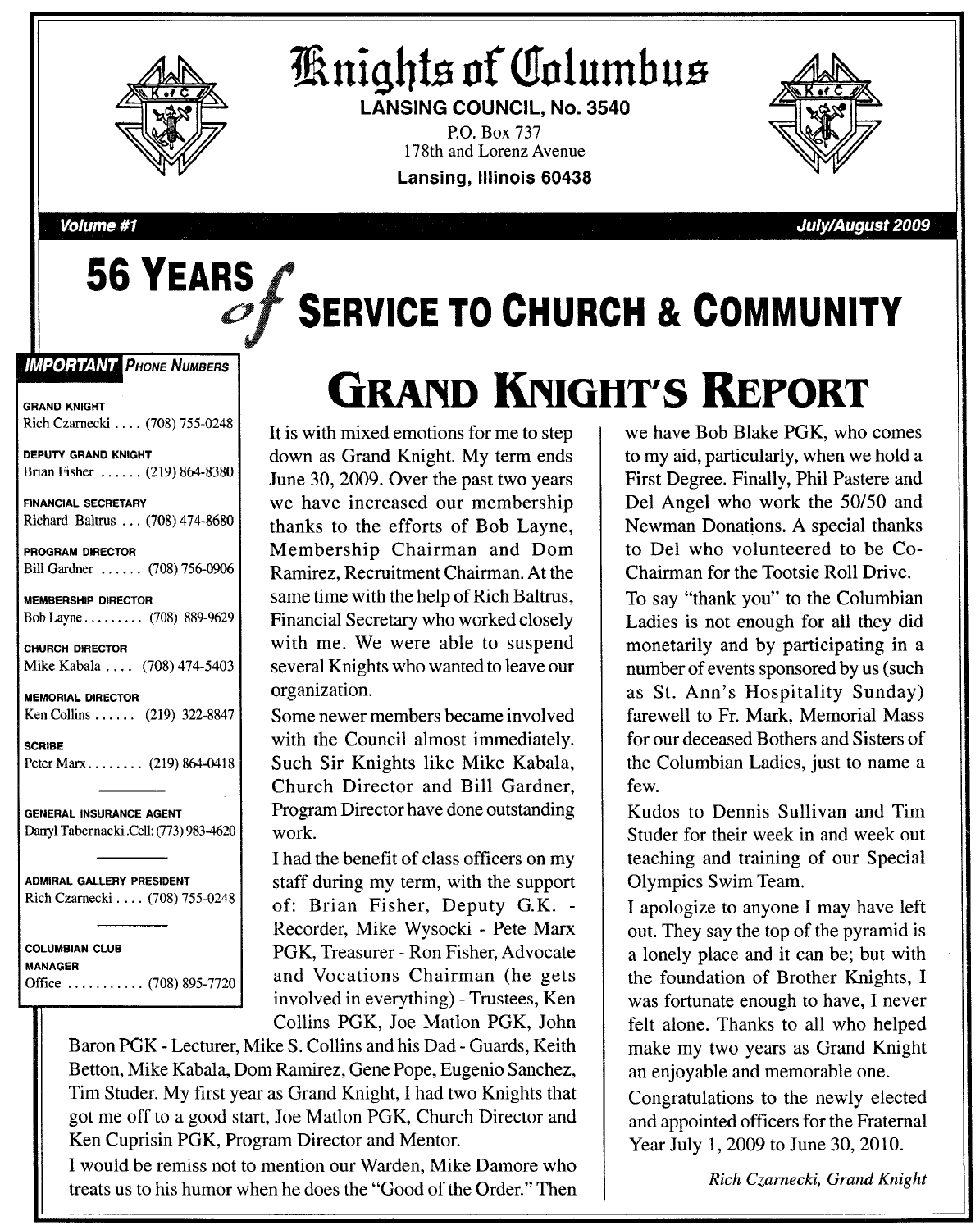# Knights of Columbus

**LANSING COUNCIL, No. 3540**

P.O. Box 737
178th and Lorenz Avenue

**Lansing, Illinois 60438**

***Volume #1*** ***July/August 2009***

# 56 YEARS of SERVICE TO CHURCH & COMMUNITY

***IMPORTANT* PHONE NUMBERS**

**GRAND KNIGHT**
Rich Czarnecki .... (708) 755-0248

**DEPUTY GRAND KNIGHT**
Brian Fisher ...... (219) 864-8380

**FINANCIAL SECRETARY**
Richard Baltrus ... (708) 474-8680

**PROGRAM DIRECTOR**
Bill Gardner ...... (708) 756-0906

**MEMBERSHIP DIRECTOR**
Bob Layne......... (708) 889-9629

**CHURCH DIRECTOR**
Mike Kabala .... (708) 474-5403

**MEMORIAL DIRECTOR**
Ken Collins ...... (219) 322-8847

**SCRIBE**
Peter Marx........ (219) 864-0418

**GENERAL INSURANCE AGENT**
Darryl Tabernacki .Cell: (773) 983-4620

**ADMIRAL GALLERY PRESIDENT**
Rich Czarnecki .... (708) 755-0248

**COLUMBIAN CLUB MANAGER**
Office ........... (708) 895-7720

## GRAND KNIGHT'S REPORT

It is with mixed emotions for me to step down as Grand Knight. My term ends June 30, 2009. Over the past two years we have increased our membership thanks to the efforts of Bob Layne, Membership Chairman and Dom Ramirez, Recruitment Chairman. At the same time with the help of Rich Baltrus, Financial Secretary who worked closely with me. We were able to suspend several Knights who wanted to leave our organization.

Some newer members became involved with the Council almost immediately. Such Sir Knights like Mike Kabala, Church Director and Bill Gardner, Program Director have done outstanding work.

I had the benefit of class officers on my staff during my term, with the support of: Brian Fisher, Deputy G.K. - Recorder, Mike Wysocki - Pete Marx PGK, Treasurer - Ron Fisher, Advocate and Vocations Chairman (he gets involved in everything) - Trustees, Ken Collins PGK, Joe Matlon PGK, John Baron PGK - Lecturer, Mike S. Collins and his Dad - Guards, Keith Betton, Mike Kabala, Dom Ramirez, Gene Pope, Eugenio Sanchez, Tim Studer. My first year as Grand Knight, I had two Knights that got me off to a good start, Joe Matlon PGK, Church Director and Ken Cuprisin PGK, Program Director and Mentor.

I would be remiss not to mention our Warden, Mike Damore who treats us to his humor when he does the "Good of the Order." Then we have Bob Blake PGK, who comes to my aid, particularly, when we hold a First Degree. Finally, Phil Pastere and Del Angel who work the 50/50 and Newman Donations. A special thanks to Del who volunteered to be Co-Chairman for the Tootsie Roll Drive.

To say "thank you" to the Columbian Ladies is not enough for all they did monetarily and by participating in a number of events sponsored by us (such as St. Ann's Hospitality Sunday) farewell to Fr. Mark, Memorial Mass for our deceased Bothers and Sisters of the Columbian Ladies, just to name a few.

Kudos to Dennis Sullivan and Tim Studer for their week in and week out teaching and training of our Special Olympics Swim Team.

I apologize to anyone I may have left out. They say the top of the pyramid is a lonely place and it can be; but with the foundation of Brother Knights, I was fortunate enough to have, I never felt alone. Thanks to all who helped make my two years as Grand Knight an enjoyable and memorable one.

Congratulations to the newly elected and appointed officers for the Fraternal Year July 1, 2009 to June 30, 2010.

*Rich Czarnecki, Grand Knight*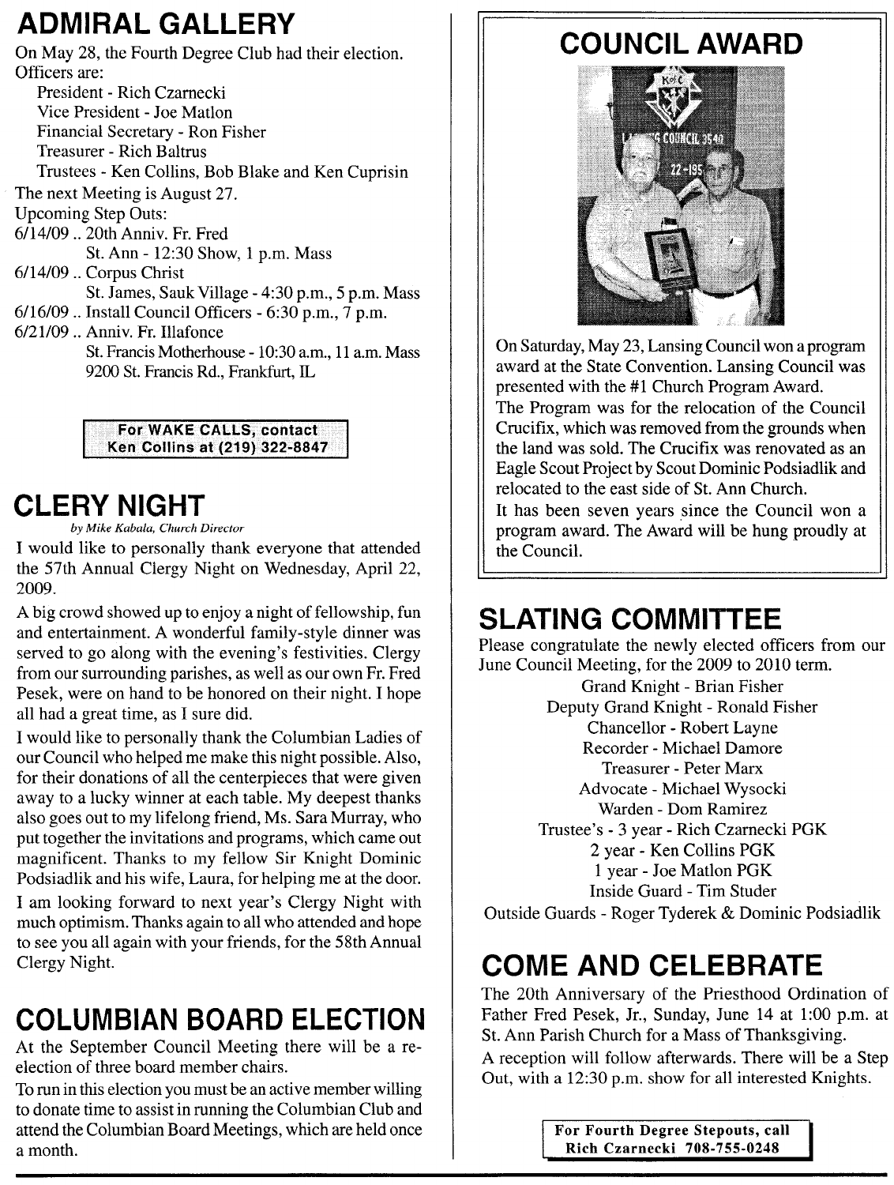## ADMIRAL GALLERY

On May 28, the Fourth Degree Club had their election. Officers are:

- President - Rich Czarnecki
- Vice President - Joe Matlon
- Financial Secretary - Ron Fisher
- Treasurer - Rich Baltrus
- Trustees - Ken Collins, Bob Blake and Ken Cuprisin

The next Meeting is August 27.

Upcoming Step Outs:

6/14/09 .. 20th Anniv. Fr. Fred
St. Ann - 12:30 Show, 1 p.m. Mass

6/14/09 .. Corpus Christ
St. James, Sauk Village - 4:30 p.m., 5 p.m. Mass

6/16/09 .. Install Council Officers - 6:30 p.m., 7 p.m.

6/21/09 .. Anniv. Fr. Illafonce
St. Francis Motherhouse - 10:30 a.m., 11 a.m. Mass
9200 St. Francis Rd., Frankfurt, IL

**For WAKE CALLS, contact Ken Collins at (219) 322-8847**

## CLERY NIGHT

*by Mike Kabala, Church Director*

I would like to personally thank everyone that attended the 57th Annual Clergy Night on Wednesday, April 22, 2009.

A big crowd showed up to enjoy a night of fellowship, fun and entertainment. A wonderful family-style dinner was served to go along with the evening's festivities. Clergy from our surrounding parishes, as well as our own Fr. Fred Pesek, were on hand to be honored on their night. I hope all had a great time, as I sure did.

I would like to personally thank the Columbian Ladies of our Council who helped me make this night possible. Also, for their donations of all the centerpieces that were given away to a lucky winner at each table. My deepest thanks also goes out to my lifelong friend, Ms. Sara Murray, who put together the invitations and programs, which came out magnificent. Thanks to my fellow Sir Knight Dominic Podsiadlik and his wife, Laura, for helping me at the door.

I am looking forward to next year's Clergy Night with much optimism. Thanks again to all who attended and hope to see you all again with your friends, for the 58th Annual Clergy Night.

## COLUMBIAN BOARD ELECTION

At the September Council Meeting there will be a re-election of three board member chairs.

To run in this election you must be an active member willing to donate time to assist in running the Columbian Club and attend the Columbian Board Meetings, which are held once a month.

## COUNCIL AWARD

On Saturday, May 23, Lansing Council won a program award at the State Convention. Lansing Council was presented with the #1 Church Program Award.

The Program was for the relocation of the Council Crucifix, which was removed from the grounds when the land was sold. The Crucifix was renovated as an Eagle Scout Project by Scout Dominic Podsiadlik and relocated to the east side of St. Ann Church.

It has been seven years since the Council won a program award. The Award will be hung proudly at the Council.

## SLATING COMMITTEE

Please congratulate the newly elected officers from our June Council Meeting, for the 2009 to 2010 term.

Grand Knight - Brian Fisher
Deputy Grand Knight - Ronald Fisher
Chancellor - Robert Layne
Recorder - Michael Damore
Treasurer - Peter Marx
Advocate - Michael Wysocki
Warden - Dom Ramirez
Trustee's - 3 year - Rich Czarnecki PGK
2 year - Ken Collins PGK
1 year - Joe Matlon PGK
Inside Guard - Tim Studer
Outside Guards - Roger Tyderek & Dominic Podsiadlik

## COME AND CELEBRATE

The 20th Anniversary of the Priesthood Ordination of Father Fred Pesek, Jr., Sunday, June 14 at 1:00 p.m. at St. Ann Parish Church for a Mass of Thanksgiving.

A reception will follow afterwards. There will be a Step Out, with a 12:30 p.m. show for all interested Knights.

**For Fourth Degree Stepouts, call Rich Czarnecki 708-755-0248**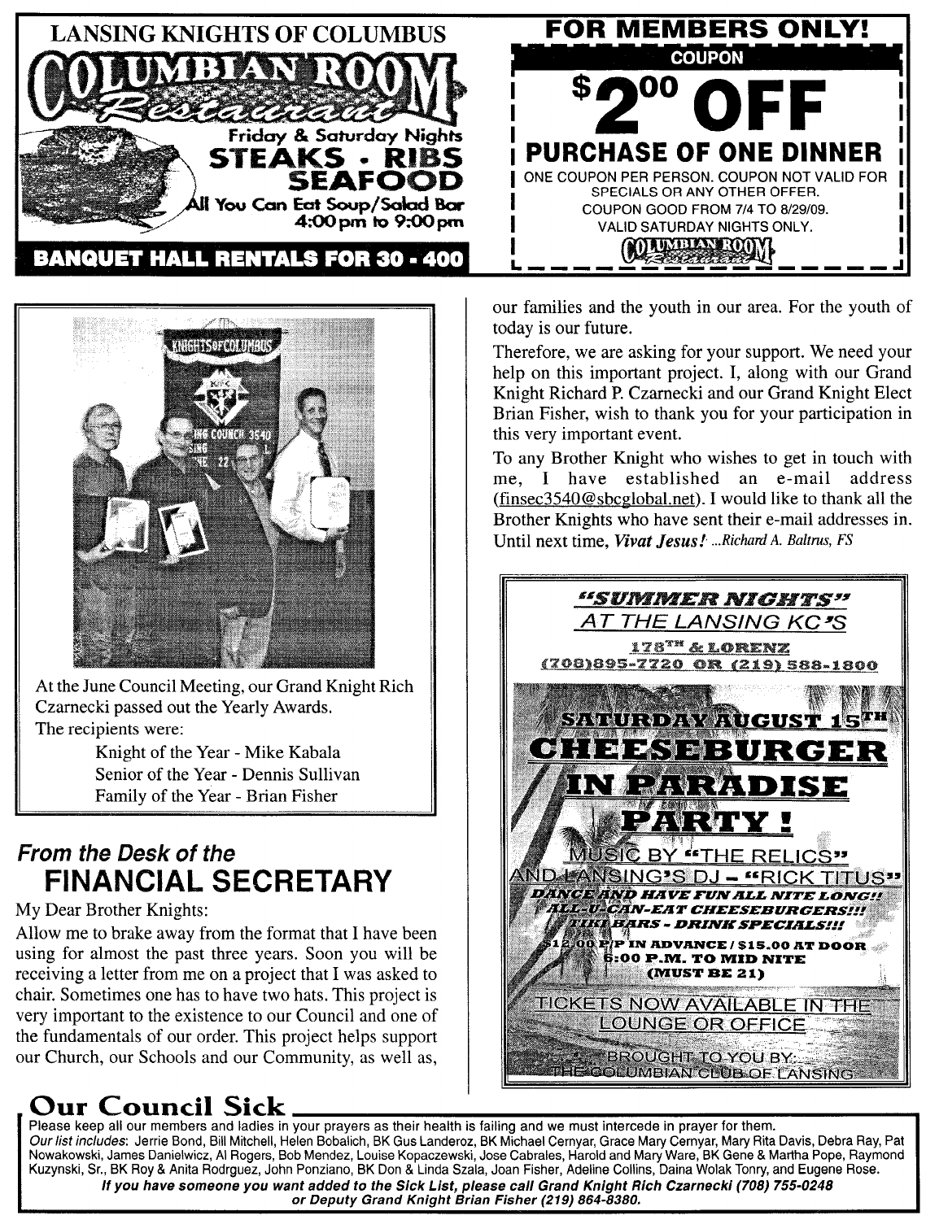## LANSING KNIGHTS OF COLUMBUS

# COLUMBIAN ROOM Restaurant

Friday & Saturday Nights

**STEAKS • RIBS SEAFOOD**

All You Can Eat Soup/Salad Bar
4:00 pm to 9:00 pm

**BANQUET HALL RENTALS FOR 30 - 400**

---

**FOR MEMBERS ONLY!**

**COUPON**

# $2.00 OFF

**PURCHASE OF ONE DINNER**

ONE COUPON PER PERSON. COUPON NOT VALID FOR SPECIALS OR ANY OTHER OFFER.
COUPON GOOD FROM 7/4 TO 8/29/09.
VALID SATURDAY NIGHTS ONLY.

COLUMBIAN ROOM Restaurant

---

At the June Council Meeting, our Grand Knight Rich Czarnecki passed out the Yearly Awards.
The recipients were:

- Knight of the Year - Mike Kabala
- Senior of the Year - Dennis Sullivan
- Family of the Year - Brian Fisher

## *From the Desk of the* FINANCIAL SECRETARY

My Dear Brother Knights:

Allow me to brake away from the format that I have been using for almost the past three years. Soon you will be receiving a letter from me on a project that I was asked to chair. Sometimes one has to have two hats. This project is very important to the existence to our Council and one of the fundamentals of our order. This project helps support our Church, our Schools and our Community, as well as, our families and the youth in our area. For the youth of today is our future.

Therefore, we are asking for your support. We need your help on this important project. I, along with our Grand Knight Richard P. Czarnecki and our Grand Knight Elect Brian Fisher, wish to thank you for your participation in this very important event.

To any Brother Knight who wishes to get in touch with me, I have established an e-mail address (finsec3540@sbcglobal.net). I would like to thank all the Brother Knights who have sent their e-mail addresses in. Until next time, ***Vivat Jesus!*** *...Richard A. Baltrus, FS*

---

***"SUMMER NIGHTS"***
AT THE LANSING KC'S
178TH & LORENZ
(708)895-7720 OR (219) 588-1800

**SATURDAY AUGUST 15TH**

# CHEESEBURGER IN PARADISE PARTY!

MUSIC BY "THE RELICS"
AND LANSING'S DJ – "RICK TITUS"

***DANCE AND HAVE FUN ALL NITE LONG!!***
***ALL-U-CAN-EAT CHEESEBURGERS!!!***
***TIKI BARS - DRINK SPECIALS!!!***

**$12.00 P/P IN ADVANCE / $15.00 AT DOOR**
**6:00 P.M. TO MID NITE**
**(MUST BE 21)**

TICKETS NOW AVAILABLE IN THE LOUNGE OR OFFICE

BROUGHT TO YOU BY:
THE COLUMBIAN CLUB OF LANSING

---

## Our Council Sick

Please keep all our members and ladies in your prayers as their health is failing and we must intercede in prayer for them.

*Our list includes*: Jerrie Bond, Bill Mitchell, Helen Bobalich, BK Gus Landeroz, BK Michael Cernyar, Grace Mary Cernyar, Mary Rita Davis, Debra Ray, Pat Nowakowski, James Danielwicz, Al Rogers, Bob Mendez, Louise Kopaczewski, Jose Cabrales, Harold and Mary Ware, BK Gene & Martha Pope, Raymond Kuzynski, Sr., BK Roy & Anita Rodrguez, John Ponziano, BK Don & Linda Szala, Joan Fisher, Adeline Collins, Daina Wolak Tonry, and Eugene Rose.

***If you have someone you want added to the Sick List, please call Grand Knight Rich Czarnecki (708) 755-0248 or Deputy Grand Knight Brian Fisher (219) 864-8380.***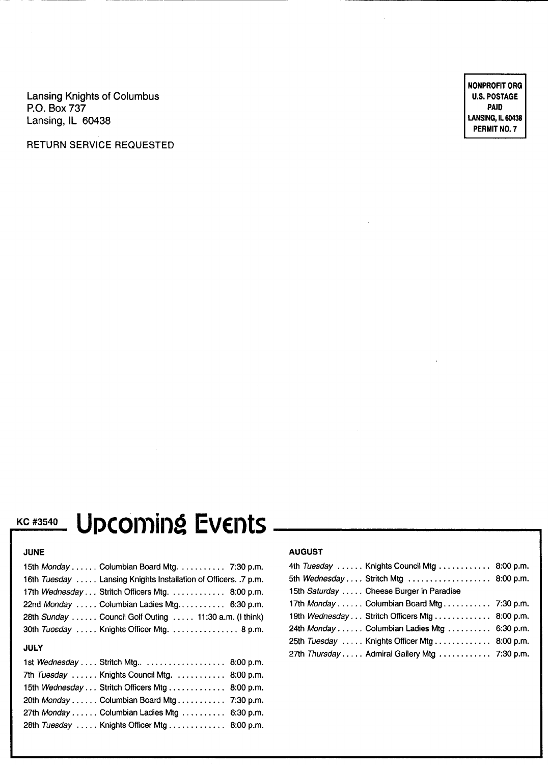Lansing Knights of Columbus
P.O. Box 737
Lansing, IL 60438

RETURN SERVICE REQUESTED

NONPROFIT ORG
U.S. POSTAGE
PAID
LANSING, IL 60438
PERMIT NO. 7

KC #3540

# Upcoming Events

**JUNE**

15th *Monday* . . . . . . Columbian Board Mtg. . . . . . . . . . . 7:30 p.m.
16th *Tuesday* . . . . . Lansing Knights Installation of Officers. .7 p.m.
17th *Wednesday* . . . Stritch Officers Mtg. . . . . . . . . . . . . 8:00 p.m.
22nd *Monday* . . . . . Columbian Ladies Mtg. . . . . . . . . . . 6:30 p.m.
28th *Sunday* . . . . . . Council Golf Outing . . . . . 11:30 a.m. (I think)
30th *Tuesday* . . . . . Knights Officer Mtg. . . . . . . . . . . . . . . . 8 p.m.

**JULY**

1st *Wednesday* . . . . Stritch Mtg.. . . . . . . . . . . . . . . . . . . 8:00 p.m.
7th *Tuesday* . . . . . . Knights Council Mtg. . . . . . . . . . . . 8:00 p.m.
15th *Wednesday* . . . Stritch Officers Mtg . . . . . . . . . . . . . 8:00 p.m.
20th *Monday* . . . . . . Columbian Board Mtg . . . . . . . . . . . 7:30 p.m.
27th *Monday* . . . . . . Columbian Ladies Mtg . . . . . . . . . . 6:30 p.m.
28th *Tuesday* . . . . . Knights Officer Mtg . . . . . . . . . . . . . 8:00 p.m.

**AUGUST**

4th *Tuesday* . . . . . . Knights Council Mtg . . . . . . . . . . . . 8:00 p.m.
5th *Wednesday* . . . . Stritch Mtg . . . . . . . . . . . . . . . . . . . 8:00 p.m.
15th *Saturday* . . . . . Cheese Burger in Paradise
17th *Monday* . . . . . . Columbian Board Mtg . . . . . . . . . . . 7:30 p.m.
19th *Wednesday* . . . Stritch Officers Mtg . . . . . . . . . . . . . 8:00 p.m.
24th *Monday* . . . . . . Columbian Ladies Mtg . . . . . . . . . . 6:30 p.m.
25th *Tuesday* . . . . . Knights Officer Mtg . . . . . . . . . . . . . 8:00 p.m.
27th *Thursday* . . . . . Admiral Gallery Mtg . . . . . . . . . . . . 7:30 p.m.